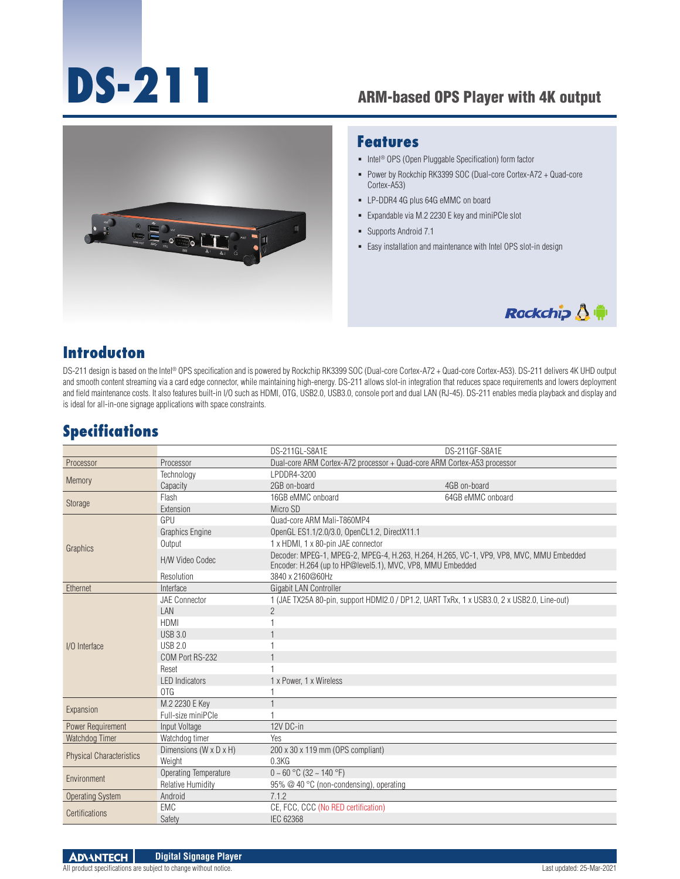# DS-211

## ARM-based OPS Player with 4K output

## Features

- Intel® OPS (Open Pluggable Specification) form factor
- Power by Rockchip RK3399 SOC (Dual-core Cortex-A72 + Quad-core Cortex-A53)
- LP-DDR4 4G plus 64G eMMC on board
- Expandable via M.2 2230 E key and miniPCIe slot
- Supports Android 7.1
- Easy installation and maintenance with Intel OPS slot-in design

## Introducton

DS-211 design is based on the Intel® OPS specification and is powered by Rockchip RK3399 SOC (Dual-core Cortex-A72 + Quad-core Cortex-A53). DS-211 delivers 4K UHD output and smooth content streaming via a card edge connector, while maintaining high-energy. DS-211 allows slot-in integration that reduces space requirements and lowers deployment and field maintenance costs. It also features built-in I/O such as HDMI, OTG, USB2.0, USB3.0, console port and dual LAN (RJ-45). DS-211 enables media playback and display and is ideal for all-in-one signage applications with space constraints.

## Specifications

| | | DS-211GL-S8A1E | DS-211GF-S8A1E |
|---|---|---|---|
| Processor | Processor | Dual-core ARM Cortex-A72 processor + Quad-core ARM Cortex-A53 processor | |
| Memory | Technology | LPDDR4-3200 | |
| | Capacity | 2GB on-board | 4GB on-board |
| Storage | Flash | 16GB eMMC onboard | 64GB eMMC onboard |
| | Extension | Micro SD | |
| Graphics | GPU | Quad-core ARM Mali-T860MP4 | |
| | Graphics Engine | OpenGL ES1.1/2.0/3.0, OpenCL1.2, DirectX11.1 | |
| | Output | 1 x HDMI, 1 x 80-pin JAE connector | |
| | H/W Video Codec | Decoder: MPEG-1, MPEG-2, MPEG-4, H.263, H.264, H.265, VC-1, VP9, VP8, MVC, MMU Embedded<br>Encoder: H.264 (up to HP@level5.1), MVC, VP8, MMU Embedded | |
| | Resolution | 3840 x 2160@60Hz | |
| Ethernet | Interface | Gigabit LAN Controller | |
| I/O Interface | JAE Connector | 1 (JAE TX25A 80-pin, support HDMI2.0 / DP1.2, UART TxRx, 1 x USB3.0, 2 x USB2.0, Line-out) | |
| | LAN | 2 | |
| | HDMI | 1 | |
| | USB 3.0 | 1 | |
| | USB 2.0 | 1 | |
| | COM Port RS-232 | 1 | |
| | Reset | 1 | |
| | LED Indicators | 1 x Power, 1 x Wireless | |
| | OTG | 1 | |
| Expansion | M.2 2230 E Key | 1 | |
| | Full-size miniPCIe | 1 | |
| Power Requirement | Input Voltage | 12V DC-in | |
| Watchdog Timer | Watchdog timer | Yes | |
| Physical Characteristics | Dimensions (W x D x H) | 200 x 30 x 119 mm (OPS compliant) | |
| | Weight | 0.3KG | |
| Environment | Operating Temperature | 0 ~ 60 °C (32 ~ 140 °F) | |
| | Relative Humidity | 95% @ 40 °C (non-condensing), operating | |
| Operating System | Android | 7.1.2 | |
| Certifications | EMC | CE, FCC, CCC (No RED certification) | |
| | Safety | IEC 62368 | |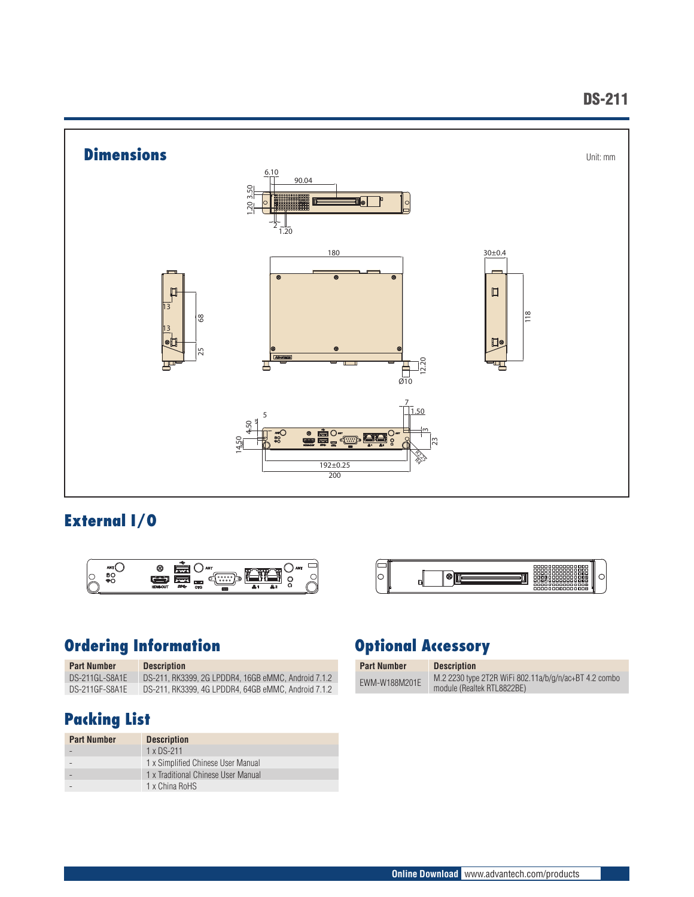## Dimensions

Unit: mm

6.10
90.04
1.20 3.50
2
1.20
180
30±0.4
13
13
68
25
118
12.20
Ø10
7
1.50
5
4.50
14.50
3
23
192±0.25
200

## External I/O

## Ordering Information

| Part Number | Description |
|---|---|
| DS-211GL-S8A1E | DS-211, RK3399, 2G LPDDR4, 16GB eMMC, Android 7.1.2 |
| DS-211GF-S8A1E | DS-211, RK3399, 4G LPDDR4, 64GB eMMC, Android 7.1.2 |

## Optional Accessory

| Part Number | Description |
|---|---|
| EWM-W188M201E | M.2 2230 type 2T2R WiFi 802.11a/b/g/n/ac+BT 4.2 combo module (Realtek RTL8822BE) |

## Packing List

| Part Number | Description |
|---|---|
| - | 1 x DS-211 |
| - | 1 x Simplified Chinese User Manual |
| - | 1 x Traditional Chinese User Manual |
| - | 1 x China RoHS |